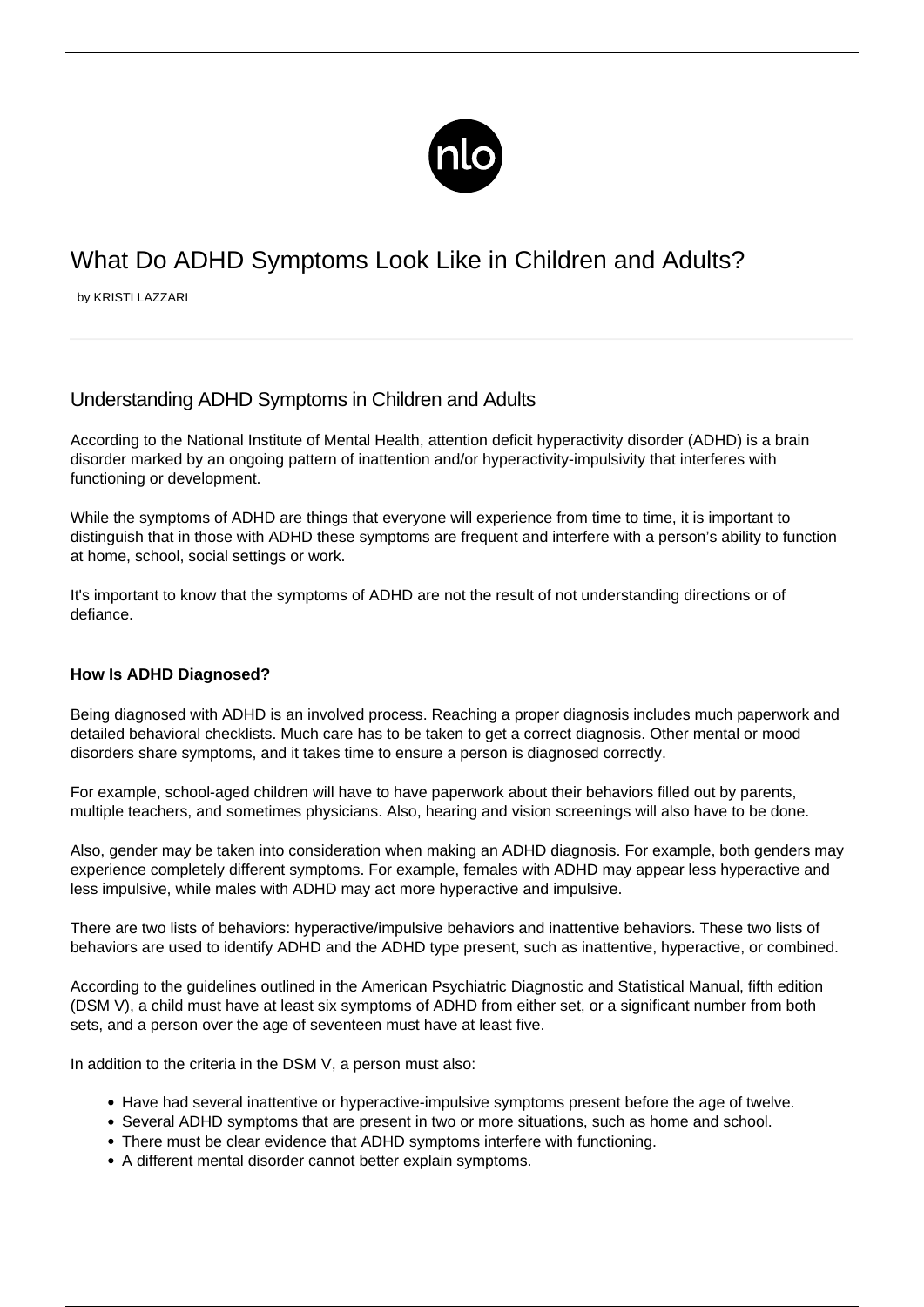# What Do ADHD Symptoms Look Like in Children and Adults?

by KRISTI LAZZARI

## Understanding ADHD Symptoms in Children and Adults

According to the National Institute of Mental Health, attention deficit hyperactivity disorder (ADHD) is a brain disorder marked by an ongoing pattern of inattention and/or hyperactivity-impulsivity that interferes with functioning or development.

While the symptoms of ADHD are things that everyone will experience from time to time, it is important to distinguish that in those with ADHD these symptoms are frequent and interfere with a person's ability to function at home, school, social settings or work.

It's important to know that the symptoms of ADHD are not the result of not understanding directions or of defiance.

### How Is ADHD Diagnosed?

Being diagnosed with ADHD is an involved process. Reaching a proper diagnosis includes much paperwork and detailed behavioral checklists. Much care has to be taken to get a correct diagnosis. Other mental or mood disorders share symptoms, and it takes time to ensure a person is diagnosed correctly.

For example, school-aged children will have to have paperwork about their behaviors filled out by parents, multiple teachers, and sometimes physicians. Also, hearing and vision screenings will also have to be done.

Also, gender may be taken into consideration when making an ADHD diagnosis. For example, both genders may experience completely different symptoms. For example, females with ADHD may appear less hyperactive and less impulsive, while males with ADHD may act more hyperactive and impulsive.

There are two lists of behaviors: hyperactive/impulsive behaviors and inattentive behaviors. These two lists of behaviors are used to identify ADHD and the ADHD type present, such as inattentive, hyperactive, or combined.

According to the guidelines outlined in the American Psychiatric Diagnostic and Statistical Manual, fifth edition (DSM V), a child must have at least six symptoms of ADHD from either set, or a significant number from both sets, and a person over the age of seventeen must have at least five.

In addition to the criteria in the DSM V, a person must also:

- Have had several inattentive or hyperactive-impulsive symptoms present before the age of twelve.
- Several ADHD symptoms that are present in two or more situations, such as home and school.
- There must be clear evidence that ADHD symptoms interfere with functioning.
- A different mental disorder cannot better explain symptoms.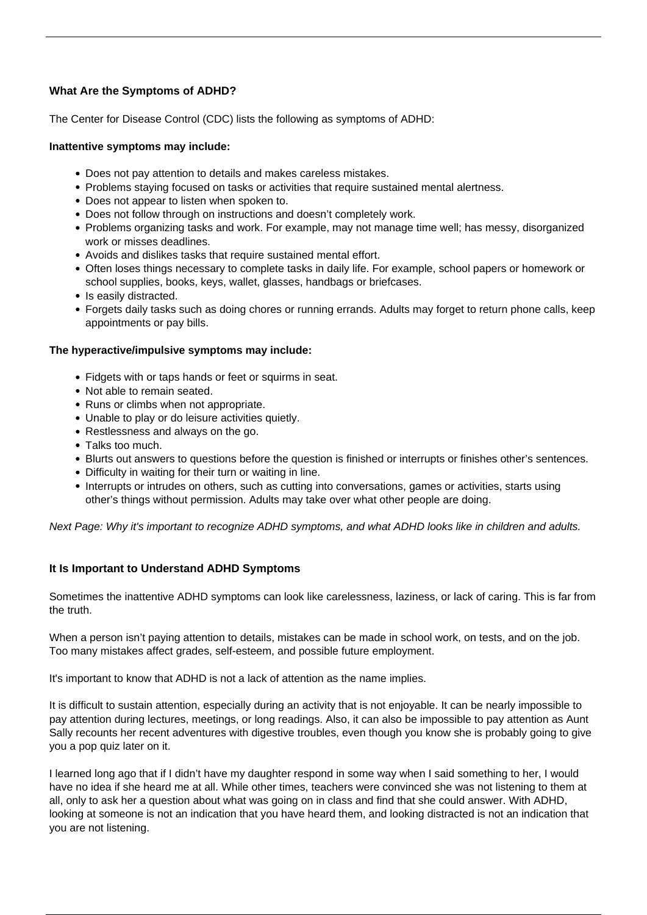### What Are the Symptoms of ADHD?

The Center for Disease Control (CDC) lists the following as symptoms of ADHD:

**Inattentive symptoms may include:**

- Does not pay attention to details and makes careless mistakes.
- Problems staying focused on tasks or activities that require sustained mental alertness.
- Does not appear to listen when spoken to.
- Does not follow through on instructions and doesn't completely work.
- Problems organizing tasks and work. For example, may not manage time well; has messy, disorganized work or misses deadlines.
- Avoids and dislikes tasks that require sustained mental effort.
- Often loses things necessary to complete tasks in daily life. For example, school papers or homework or school supplies, books, keys, wallet, glasses, handbags or briefcases.
- Is easily distracted.
- Forgets daily tasks such as doing chores or running errands. Adults may forget to return phone calls, keep appointments or pay bills.

**The hyperactive/impulsive symptoms may include:**

- Fidgets with or taps hands or feet or squirms in seat.
- Not able to remain seated.
- Runs or climbs when not appropriate.
- Unable to play or do leisure activities quietly.
- Restlessness and always on the go.
- Talks too much.
- Blurts out answers to questions before the question is finished or interrupts or finishes other's sentences.
- Difficulty in waiting for their turn or waiting in line.
- Interrupts or intrudes on others, such as cutting into conversations, games or activities, starts using other's things without permission. Adults may take over what other people are doing.

*Next Page: Why it's important to recognize ADHD symptoms, and what ADHD looks like in children and adults.*

### It Is Important to Understand ADHD Symptoms

Sometimes the inattentive ADHD symptoms can look like carelessness, laziness, or lack of caring. This is far from the truth.

When a person isn't paying attention to details, mistakes can be made in school work, on tests, and on the job. Too many mistakes affect grades, self-esteem, and possible future employment.

It's important to know that ADHD is not a lack of attention as the name implies.

It is difficult to sustain attention, especially during an activity that is not enjoyable. It can be nearly impossible to pay attention during lectures, meetings, or long readings. Also, it can also be impossible to pay attention as Aunt Sally recounts her recent adventures with digestive troubles, even though you know she is probably going to give you a pop quiz later on it.

I learned long ago that if I didn't have my daughter respond in some way when I said something to her, I would have no idea if she heard me at all. While other times, teachers were convinced she was not listening to them at all, only to ask her a question about what was going on in class and find that she could answer. With ADHD, looking at someone is not an indication that you have heard them, and looking distracted is not an indication that you are not listening.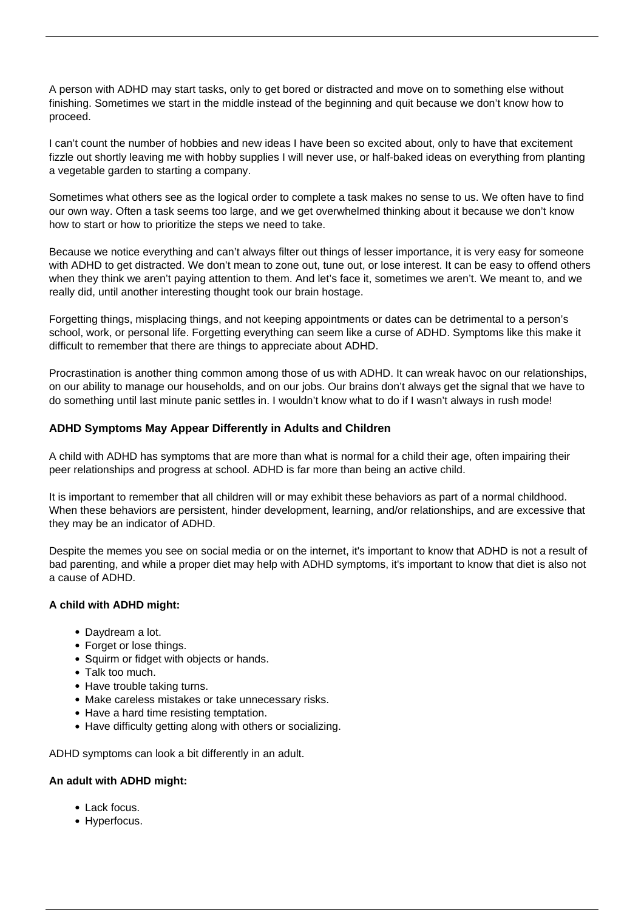A person with ADHD may start tasks, only to get bored or distracted and move on to something else without finishing. Sometimes we start in the middle instead of the beginning and quit because we don't know how to proceed.

I can't count the number of hobbies and new ideas I have been so excited about, only to have that excitement fizzle out shortly leaving me with hobby supplies I will never use, or half-baked ideas on everything from planting a vegetable garden to starting a company.

Sometimes what others see as the logical order to complete a task makes no sense to us. We often have to find our own way. Often a task seems too large, and we get overwhelmed thinking about it because we don't know how to start or how to prioritize the steps we need to take.

Because we notice everything and can't always filter out things of lesser importance, it is very easy for someone with ADHD to get distracted. We don't mean to zone out, tune out, or lose interest. It can be easy to offend others when they think we aren't paying attention to them. And let's face it, sometimes we aren't. We meant to, and we really did, until another interesting thought took our brain hostage.

Forgetting things, misplacing things, and not keeping appointments or dates can be detrimental to a person's school, work, or personal life. Forgetting everything can seem like a curse of ADHD. Symptoms like this make it difficult to remember that there are things to appreciate about ADHD.

Procrastination is another thing common among those of us with ADHD. It can wreak havoc on our relationships, on our ability to manage our households, and on our jobs. Our brains don't always get the signal that we have to do something until last minute panic settles in. I wouldn't know what to do if I wasn't always in rush mode!

### ADHD Symptoms May Appear Differently in Adults and Children

A child with ADHD has symptoms that are more than what is normal for a child their age, often impairing their peer relationships and progress at school. ADHD is far more than being an active child.

It is important to remember that all children will or may exhibit these behaviors as part of a normal childhood. When these behaviors are persistent, hinder development, learning, and/or relationships, and are excessive that they may be an indicator of ADHD.

Despite the memes you see on social media or on the internet, it's important to know that ADHD is not a result of bad parenting, and while a proper diet may help with ADHD symptoms, it's important to know that diet is also not a cause of ADHD.

**A child with ADHD might:**

- Daydream a lot.
- Forget or lose things.
- Squirm or fidget with objects or hands.
- Talk too much.
- Have trouble taking turns.
- Make careless mistakes or take unnecessary risks.
- Have a hard time resisting temptation.
- Have difficulty getting along with others or socializing.

ADHD symptoms can look a bit differently in an adult.

**An adult with ADHD might:**

- Lack focus.
- Hyperfocus.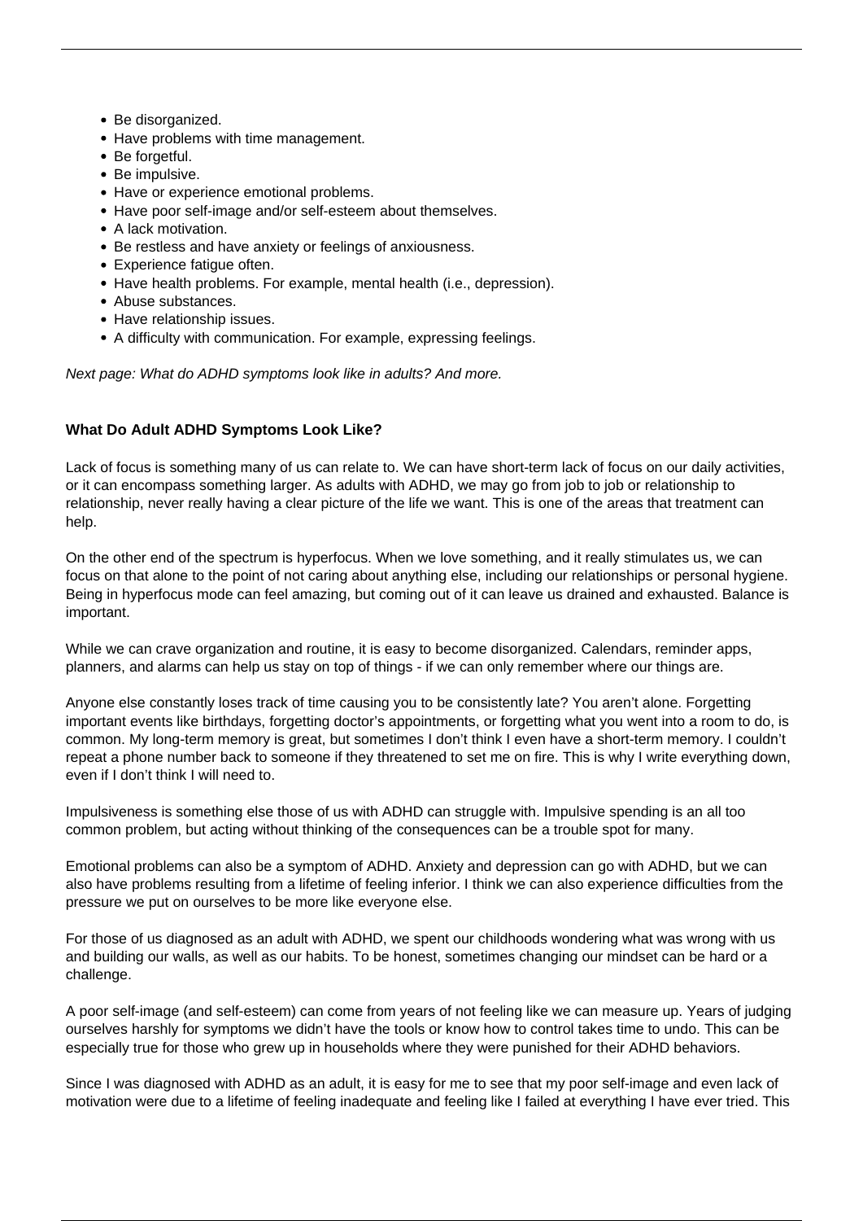- Be disorganized.
- Have problems with time management.
- Be forgetful.
- Be impulsive.
- Have or experience emotional problems.
- Have poor self-image and/or self-esteem about themselves.
- A lack motivation.
- Be restless and have anxiety or feelings of anxiousness.
- Experience fatigue often.
- Have health problems. For example, mental health (i.e., depression).
- Abuse substances.
- Have relationship issues.
- A difficulty with communication. For example, expressing feelings.

*Next page: What do ADHD symptoms look like in adults? And more.*

**What Do Adult ADHD Symptoms Look Like?**

Lack of focus is something many of us can relate to. We can have short-term lack of focus on our daily activities, or it can encompass something larger. As adults with ADHD, we may go from job to job or relationship to relationship, never really having a clear picture of the life we want. This is one of the areas that treatment can help.

On the other end of the spectrum is hyperfocus. When we love something, and it really stimulates us, we can focus on that alone to the point of not caring about anything else, including our relationships or personal hygiene. Being in hyperfocus mode can feel amazing, but coming out of it can leave us drained and exhausted. Balance is important.

While we can crave organization and routine, it is easy to become disorganized. Calendars, reminder apps, planners, and alarms can help us stay on top of things - if we can only remember where our things are.

Anyone else constantly loses track of time causing you to be consistently late? You aren't alone. Forgetting important events like birthdays, forgetting doctor's appointments, or forgetting what you went into a room to do, is common. My long-term memory is great, but sometimes I don't think I even have a short-term memory. I couldn't repeat a phone number back to someone if they threatened to set me on fire. This is why I write everything down, even if I don't think I will need to.

Impulsiveness is something else those of us with ADHD can struggle with. Impulsive spending is an all too common problem, but acting without thinking of the consequences can be a trouble spot for many.

Emotional problems can also be a symptom of ADHD. Anxiety and depression can go with ADHD, but we can also have problems resulting from a lifetime of feeling inferior. I think we can also experience difficulties from the pressure we put on ourselves to be more like everyone else.

For those of us diagnosed as an adult with ADHD, we spent our childhoods wondering what was wrong with us and building our walls, as well as our habits. To be honest, sometimes changing our mindset can be hard or a challenge.

A poor self-image (and self-esteem) can come from years of not feeling like we can measure up. Years of judging ourselves harshly for symptoms we didn't have the tools or know how to control takes time to undo. This can be especially true for those who grew up in households where they were punished for their ADHD behaviors.

Since I was diagnosed with ADHD as an adult, it is easy for me to see that my poor self-image and even lack of motivation were due to a lifetime of feeling inadequate and feeling like I failed at everything I have ever tried. This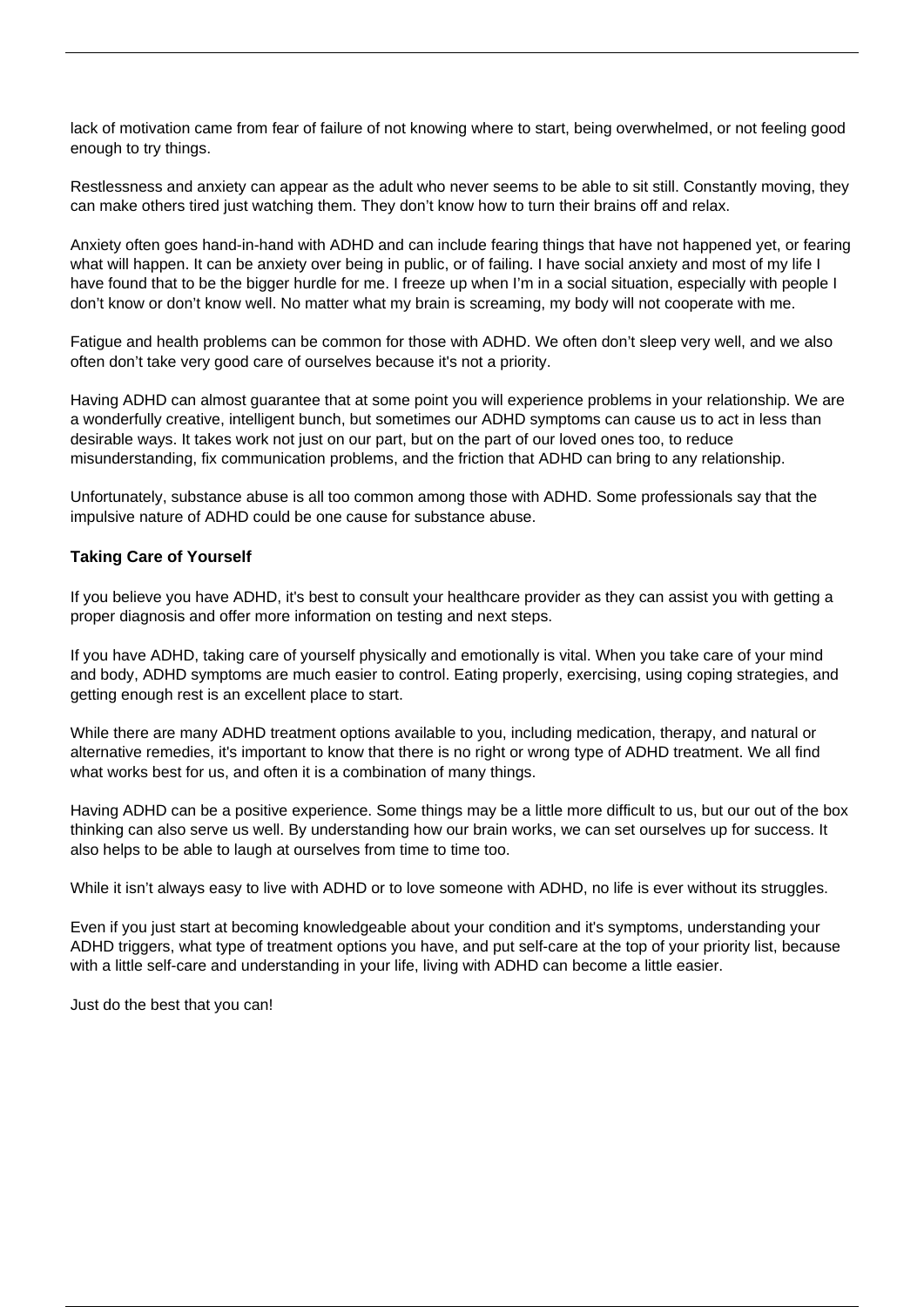lack of motivation came from fear of failure of not knowing where to start, being overwhelmed, or not feeling good enough to try things.

Restlessness and anxiety can appear as the adult who never seems to be able to sit still. Constantly moving, they can make others tired just watching them. They don't know how to turn their brains off and relax.

Anxiety often goes hand-in-hand with ADHD and can include fearing things that have not happened yet, or fearing what will happen. It can be anxiety over being in public, or of failing. I have social anxiety and most of my life I have found that to be the bigger hurdle for me. I freeze up when I'm in a social situation, especially with people I don't know or don't know well. No matter what my brain is screaming, my body will not cooperate with me.

Fatigue and health problems can be common for those with ADHD. We often don't sleep very well, and we also often don't take very good care of ourselves because it's not a priority.

Having ADHD can almost guarantee that at some point you will experience problems in your relationship. We are a wonderfully creative, intelligent bunch, but sometimes our ADHD symptoms can cause us to act in less than desirable ways. It takes work not just on our part, but on the part of our loved ones too, to reduce misunderstanding, fix communication problems, and the friction that ADHD can bring to any relationship.

Unfortunately, substance abuse is all too common among those with ADHD. Some professionals say that the impulsive nature of ADHD could be one cause for substance abuse.

**Taking Care of Yourself**

If you believe you have ADHD, it's best to consult your healthcare provider as they can assist you with getting a proper diagnosis and offer more information on testing and next steps.

If you have ADHD, taking care of yourself physically and emotionally is vital. When you take care of your mind and body, ADHD symptoms are much easier to control. Eating properly, exercising, using coping strategies, and getting enough rest is an excellent place to start.

While there are many ADHD treatment options available to you, including medication, therapy, and natural or alternative remedies, it's important to know that there is no right or wrong type of ADHD treatment. We all find what works best for us, and often it is a combination of many things.

Having ADHD can be a positive experience. Some things may be a little more difficult to us, but our out of the box thinking can also serve us well. By understanding how our brain works, we can set ourselves up for success. It also helps to be able to laugh at ourselves from time to time too.

While it isn't always easy to live with ADHD or to love someone with ADHD, no life is ever without its struggles.

Even if you just start at becoming knowledgeable about your condition and it's symptoms, understanding your ADHD triggers, what type of treatment options you have, and put self-care at the top of your priority list, because with a little self-care and understanding in your life, living with ADHD can become a little easier.

Just do the best that you can!